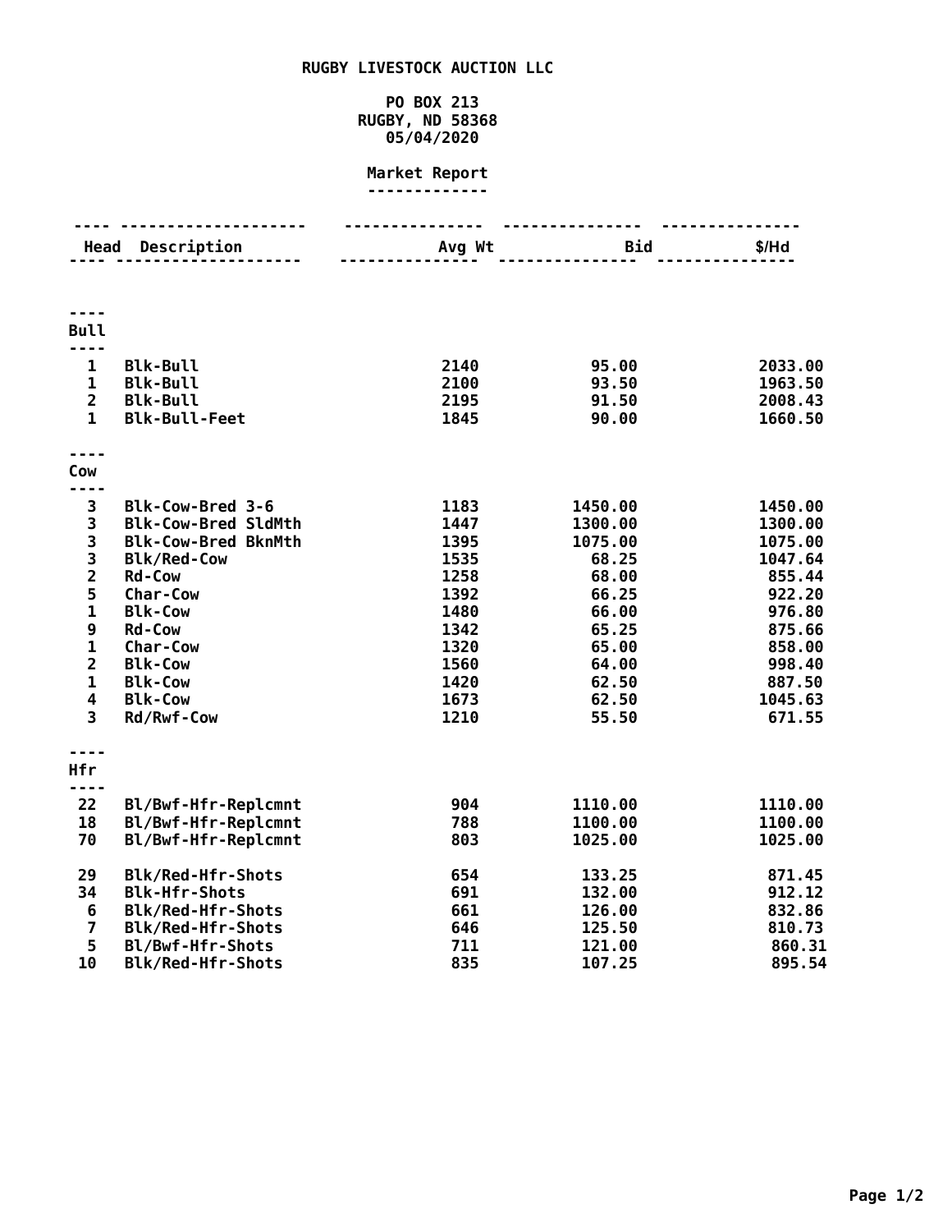# RUGBY LIVESTOCK AUCTION LLC

PO BOX 213
RUGBY, ND 58368
05/04/2020

## Market Report

| Head | Description | Avg Wt | Bid | $/Hd |
|---|---|---|---|---|
| **Bull** | | | | |
| 1 | Blk-Bull | 2140 | 95.00 | 2033.00 |
| 1 | Blk-Bull | 2100 | 93.50 | 1963.50 |
| 2 | Blk-Bull | 2195 | 91.50 | 2008.43 |
| 1 | Blk-Bull-Feet | 1845 | 90.00 | 1660.50 |
| **Cow** | | | | |
| 3 | Blk-Cow-Bred 3-6 | 1183 | 1450.00 | 1450.00 |
| 3 | Blk-Cow-Bred SldMth | 1447 | 1300.00 | 1300.00 |
| 3 | Blk-Cow-Bred BknMth | 1395 | 1075.00 | 1075.00 |
| 3 | Blk/Red-Cow | 1535 | 68.25 | 1047.64 |
| 2 | Rd-Cow | 1258 | 68.00 | 855.44 |
| 5 | Char-Cow | 1392 | 66.25 | 922.20 |
| 1 | Blk-Cow | 1480 | 66.00 | 976.80 |
| 9 | Rd-Cow | 1342 | 65.25 | 875.66 |
| 1 | Char-Cow | 1320 | 65.00 | 858.00 |
| 2 | Blk-Cow | 1560 | 64.00 | 998.40 |
| 1 | Blk-Cow | 1420 | 62.50 | 887.50 |
| 4 | Blk-Cow | 1673 | 62.50 | 1045.63 |
| 3 | Rd/Rwf-Cow | 1210 | 55.50 | 671.55 |
| **Hfr** | | | | |
| 22 | Bl/Bwf-Hfr-Replcmnt | 904 | 1110.00 | 1110.00 |
| 18 | Bl/Bwf-Hfr-Replcmnt | 788 | 1100.00 | 1100.00 |
| 70 | Bl/Bwf-Hfr-Replcmnt | 803 | 1025.00 | 1025.00 |
| 29 | Blk/Red-Hfr-Shots | 654 | 133.25 | 871.45 |
| 34 | Blk-Hfr-Shots | 691 | 132.00 | 912.12 |
| 6 | Blk/Red-Hfr-Shots | 661 | 126.00 | 832.86 |
| 7 | Blk/Red-Hfr-Shots | 646 | 125.50 | 810.73 |
| 5 | Bl/Bwf-Hfr-Shots | 711 | 121.00 | 860.31 |
| 10 | Blk/Red-Hfr-Shots | 835 | 107.25 | 895.54 |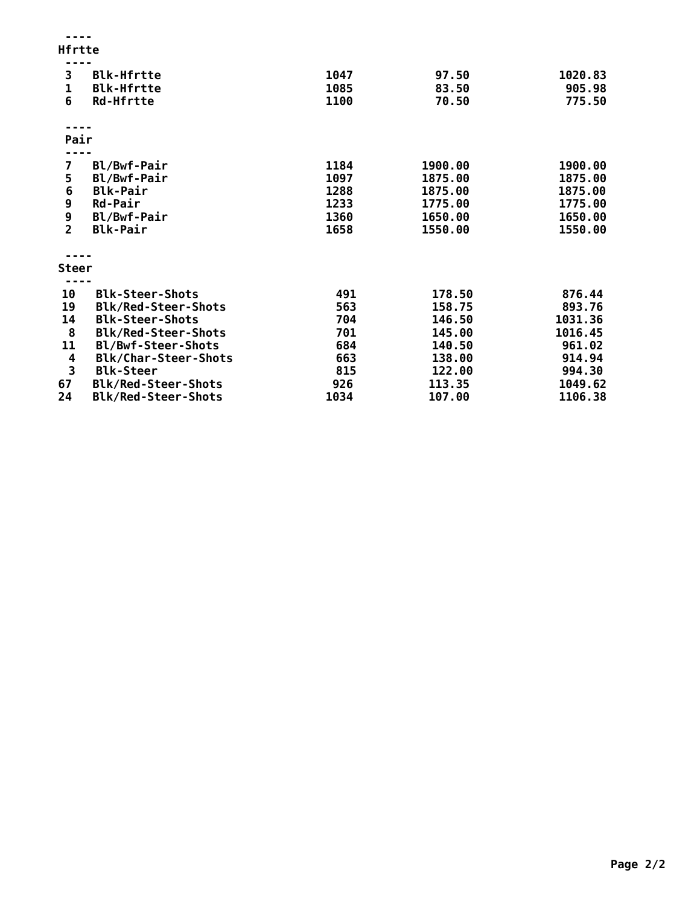## Hfrtte

| | | | | |
|---|---|---|---|---|
| 3 | Blk-Hfrtte | 1047 | 97.50 | 1020.83 |
| 1 | Blk-Hfrtte | 1085 | 83.50 | 905.98 |
| 6 | Rd-Hfrtte | 1100 | 70.50 | 775.50 |

## Pair

| | | | | |
|---|---|---|---|---|
| 7 | Bl/Bwf-Pair | 1184 | 1900.00 | 1900.00 |
| 5 | Bl/Bwf-Pair | 1097 | 1875.00 | 1875.00 |
| 6 | Blk-Pair | 1288 | 1875.00 | 1875.00 |
| 9 | Rd-Pair | 1233 | 1775.00 | 1775.00 |
| 9 | Bl/Bwf-Pair | 1360 | 1650.00 | 1650.00 |
| 2 | Blk-Pair | 1658 | 1550.00 | 1550.00 |

## Steer

| | | | | |
|---|---|---|---|---|
| 10 | Blk-Steer-Shots | 491 | 178.50 | 876.44 |
| 19 | Blk/Red-Steer-Shots | 563 | 158.75 | 893.76 |
| 14 | Blk-Steer-Shots | 704 | 146.50 | 1031.36 |
| 8 | Blk/Red-Steer-Shots | 701 | 145.00 | 1016.45 |
| 11 | Bl/Bwf-Steer-Shots | 684 | 140.50 | 961.02 |
| 4 | Blk/Char-Steer-Shots | 663 | 138.00 | 914.94 |
| 3 | Blk-Steer | 815 | 122.00 | 994.30 |
| 67 | Blk/Red-Steer-Shots | 926 | 113.35 | 1049.62 |
| 24 | Blk/Red-Steer-Shots | 1034 | 107.00 | 1106.38 |